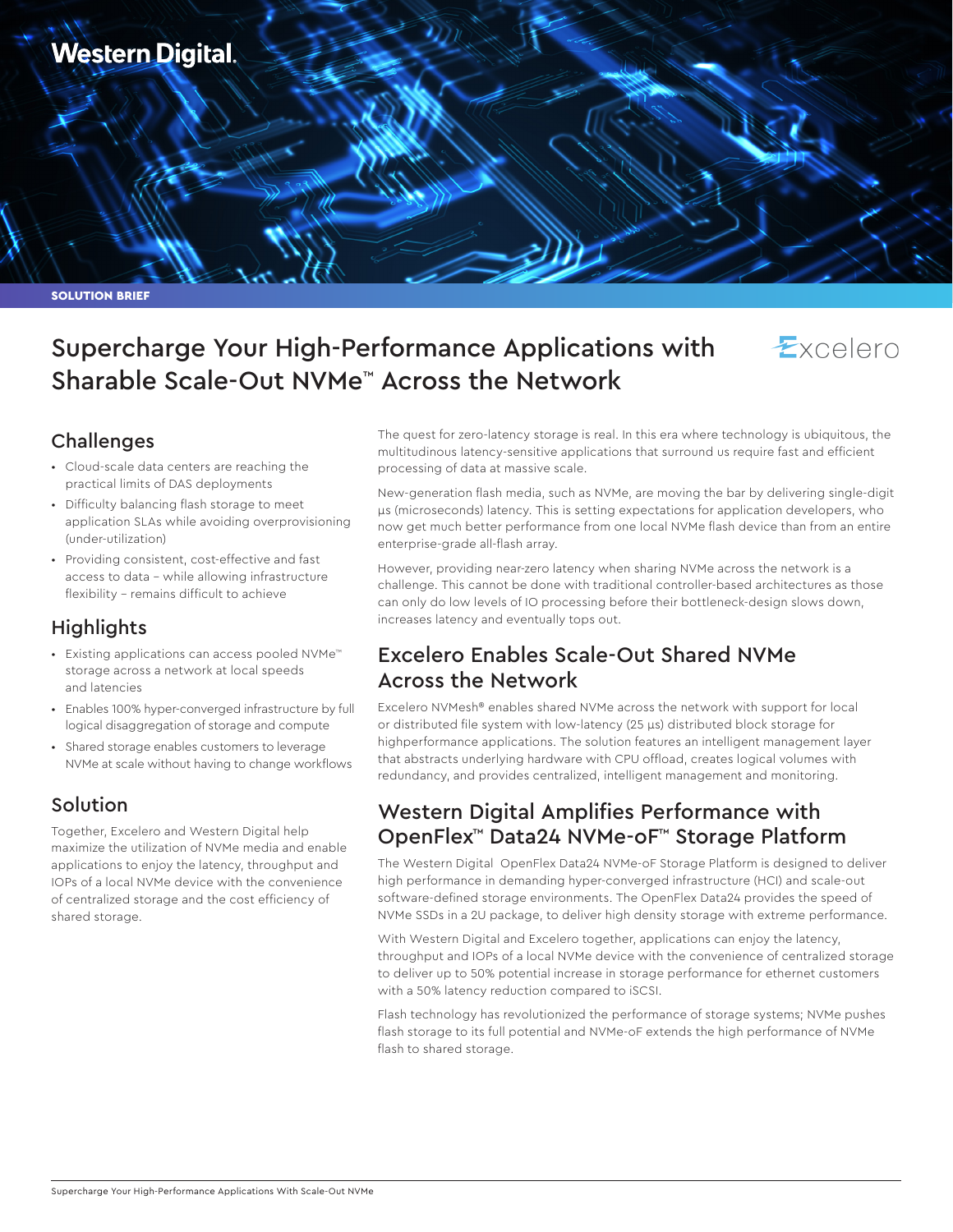Western Digital.

SOLUTION BRIEF

# Supercharge Your High-Performance Applications with Sharable Scale-Out NVMe™ Across the Network

Excelero

## Challenges

- Cloud-scale data centers are reaching the practical limits of DAS deployments
- Difficulty balancing flash storage to meet application SLAs while avoiding overprovisioning (under-utilization)
- Providing consistent, cost-effective and fast access to data – while allowing infrastructure flexibility – remains difficult to achieve

## Highlights

- Existing applications can access pooled NVMe™ storage across a network at local speeds and latencies
- Enables 100% hyper-converged infrastructure by full logical disaggregation of storage and compute
- Shared storage enables customers to leverage NVMe at scale without having to change workflows

## Solution

Together, Excelero and Western Digital help maximize the utilization of NVMe media and enable applications to enjoy the latency, throughput and IOPs of a local NVMe device with the convenience of centralized storage and the cost efficiency of shared storage.

The quest for zero-latency storage is real. In this era where technology is ubiquitous, the multitudinous latency-sensitive applications that surround us require fast and efficient processing of data at massive scale.

New-generation flash media, such as NVMe, are moving the bar by delivering single-digit µs (microseconds) latency. This is setting expectations for application developers, who now get much better performance from one local NVMe flash device than from an entire enterprise-grade all-flash array.

However, providing near-zero latency when sharing NVMe across the network is a challenge. This cannot be done with traditional controller-based architectures as those can only do low levels of IO processing before their bottleneck-design slows down, increases latency and eventually tops out.

## Excelero Enables Scale-Out Shared NVMe Across the Network

Excelero NVMesh® enables shared NVMe across the network with support for local or distributed file system with low-latency (25 µs) distributed block storage for highperformance applications. The solution features an intelligent management layer that abstracts underlying hardware with CPU offload, creates logical volumes with redundancy, and provides centralized, intelligent management and monitoring.

## Western Digital Amplifies Performance with OpenFlex™ Data24 NVMe-oF™ Storage Platform

The Western Digital OpenFlex Data24 NVMe-oF Storage Platform is designed to deliver high performance in demanding hyper-converged infrastructure (HCI) and scale-out software-defined storage environments. The OpenFlex Data24 provides the speed of NVMe SSDs in a 2U package, to deliver high density storage with extreme performance.

With Western Digital and Excelero together, applications can enjoy the latency, throughput and IOPs of a local NVMe device with the convenience of centralized storage to deliver up to 50% potential increase in storage performance for ethernet customers with a 50% latency reduction compared to iSCSI.

Flash technology has revolutionized the performance of storage systems; NVMe pushes flash storage to its full potential and NVMe-oF extends the high performance of NVMe flash to shared storage.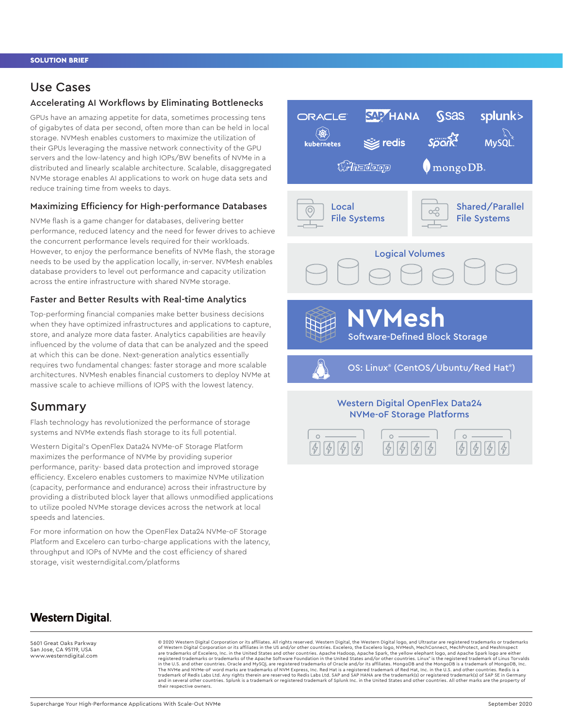## Use Cases

### Accelerating AI Workflows by Eliminating Bottlenecks

GPUs have an amazing appetite for data, sometimes processing tens of gigabytes of data per second, often more than can be held in local storage. NVMesh enables customers to maximize the utilization of their GPUs leveraging the massive network connectivity of the GPU servers and the low-latency and high IOPs/BW benefits of NVMe in a distributed and linearly scalable architecture. Scalable, disaggregated NVMe storage enables AI applications to work on huge data sets and reduce training time from weeks to days.

### Maximizing Efficiency for High-performance Databases

NVMe flash is a game changer for databases, delivering better performance, reduced latency and the need for fewer drives to achieve the concurrent performance levels required for their workloads. However, to enjoy the performance benefits of NVMe flash, the storage needs to be used by the application locally, in-server. NVMesh enables database providers to level out performance and capacity utilization across the entire infrastructure with shared NVMe storage.

### Faster and Better Results with Real-time Analytics

Top-performing financial companies make better business decisions when they have optimized infrastructures and applications to capture, store, and analyze more data faster. Analytics capabilities are heavily influenced by the volume of data that can be analyzed and the speed at which this can be done. Next-generation analytics essentially requires two fundamental changes: faster storage and more scalable architectures. NVMesh enables financial customers to deploy NVMe at massive scale to achieve millions of IOPS with the lowest latency.

## Summary

Flash technology has revolutionized the performance of storage systems and NVMe extends flash storage to its full potential.

Western Digital's OpenFlex Data24 NVMe-oF Storage Platform maximizes the performance of NVMe by providing superior performance, parity- based data protection and improved storage efficiency. Excelero enables customers to maximize NVMe utilization (capacity, performance and endurance) across their infrastructure by providing a distributed block layer that allows unmodified applications to utilize pooled NVMe storage devices across the network at local speeds and latencies.

For more information on how the OpenFlex Data24 NVMe-oF Storage Platform and Excelero can turbo-charge applications with the latency, throughput and IOPs of NVMe and the cost efficiency of shared storage, visit westerndigital.com/platforms

ORACLE
SAP HANA
sas
splunk>
kubernetes
redis
Spark
MySQL
hadoop
mongoDB.

Local File Systems

Shared/Parallel File Systems

Logical Volumes

NVMesh
Software-Defined Block Storage

OS: Linux® (CentOS/Ubuntu/Red Hat®)

Western Digital OpenFlex Data24
NVMe-oF Storage Platforms

**Western Digital.**

5601 Great Oaks Parkway
San Jose, CA 95119, USA
www.westerndigital.com

© 2020 Western Digital Corporation or its affiliates. All rights reserved. Western Digital, the Western Digital logo, and Ultrastar are registered trademarks or trademarks of Western Digital Corporation or its affiliates in the US and/or other countries. Excelero, the Excelero logo, NVMesh, MechConnect, MechProtect, and MeshInspect are trademarks of Excelero, Inc. in the United States and other countries. Apache Hadoop, Apache Spark, the yellow elephant logo, and Apache Spark logo are either registered trademarks or trademarks of the Apache Software Foundation in the United States and/or other countries. Linux® is the registered trademark of Linus Torvalds in the U.S. and other countries. Oracle and MySQL are registered trademarks of Oracle and/or its affiliates. MongoDB and the MongoDB is a trademark of MongoDB, Inc. The NVMe and NVMe-oF word marks are trademarks of NVM Express, Inc. Red Hat is a registered trademark of Red Hat, Inc. in the U.S. and other countries. Redis is a trademark of Redis Labs Ltd. Any rights therein are reserved to Redis Labs Ltd. SAP and SAP HANA are the trademark(s) or registered trademark(s) of SAP SE in Germany and in several other countries. Splunk is a trademark or registered trademark of Splunk Inc. in the United States and other countries. All other marks are the property of their respective owners.

Supercharge Your High-Performance Applications With Scale-Out NVMe

September 2020